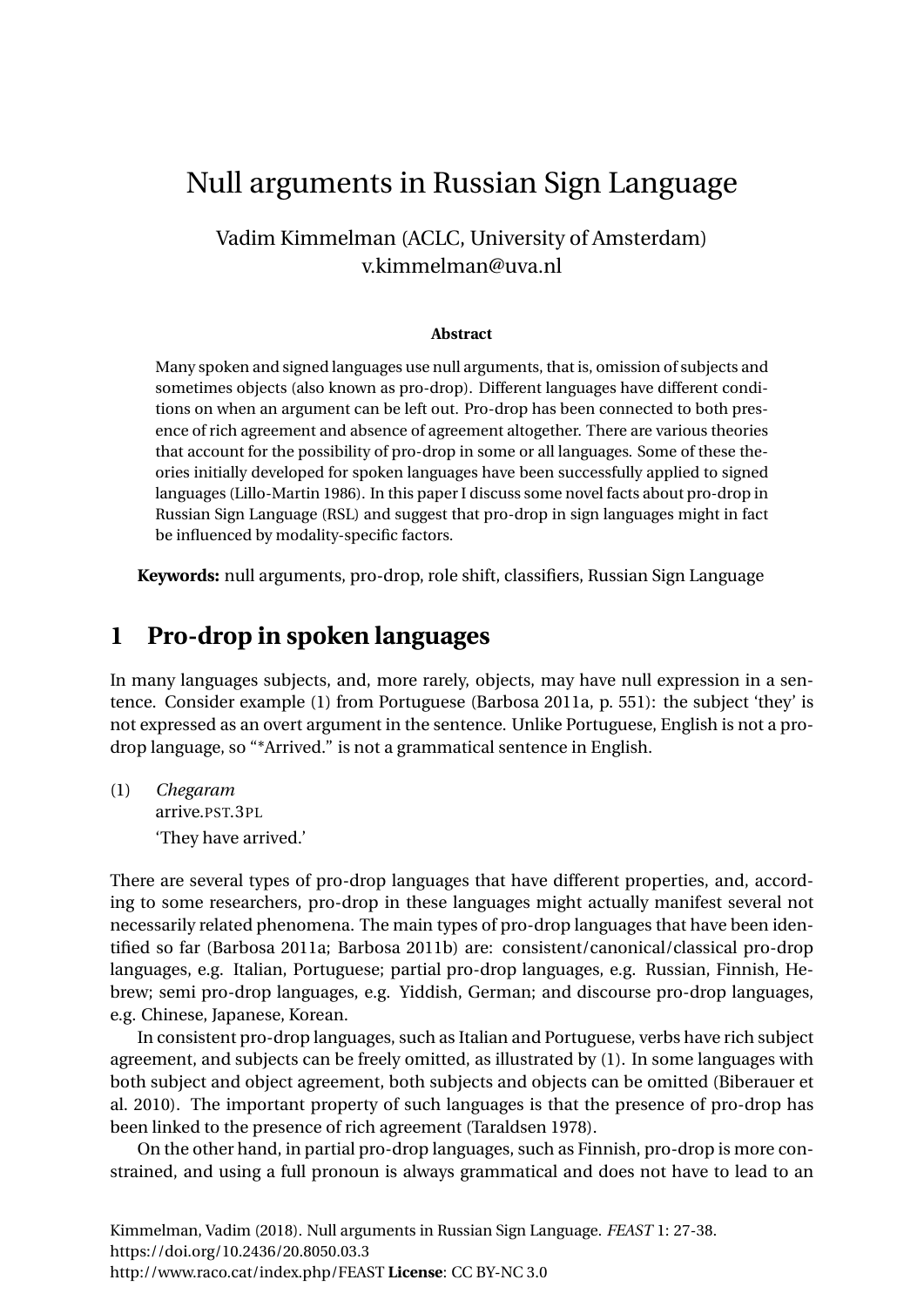# Null arguments in Russian Sign Language

Vadim Kimmelman (ACLC, University of Amsterdam)
v.kimmelman@uva.nl

**Abstract**

Many spoken and signed languages use null arguments, that is, omission of subjects and sometimes objects (also known as pro-drop). Different languages have different conditions on when an argument can be left out. Pro-drop has been connected to both presence of rich agreement and absence of agreement altogether. There are various theories that account for the possibility of pro-drop in some or all languages. Some of these theories initially developed for spoken languages have been successfully applied to signed languages (Lillo-Martin 1986). In this paper I discuss some novel facts about pro-drop in Russian Sign Language (RSL) and suggest that pro-drop in sign languages might in fact be influenced by modality-specific factors.

**Keywords:** null arguments, pro-drop, role shift, classifiers, Russian Sign Language

## 1 Pro-drop in spoken languages

In many languages subjects, and, more rarely, objects, may have null expression in a sentence. Consider example (1) from Portuguese (Barbosa 2011a, p. 551): the subject 'they' is not expressed as an overt argument in the sentence. Unlike Portuguese, English is not a pro-drop language, so "*Arrived." is not a grammatical sentence in English.

(1) *Chegaram*
arrive.PST.3PL
'They have arrived.'

There are several types of pro-drop languages that have different properties, and, according to some researchers, pro-drop in these languages might actually manifest several not necessarily related phenomena. The main types of pro-drop languages that have been identified so far (Barbosa 2011a; Barbosa 2011b) are: consistent/canonical/classical pro-drop languages, e.g. Italian, Portuguese; partial pro-drop languages, e.g. Russian, Finnish, Hebrew; semi pro-drop languages, e.g. Yiddish, German; and discourse pro-drop languages, e.g. Chinese, Japanese, Korean.

In consistent pro-drop languages, such as Italian and Portuguese, verbs have rich subject agreement, and subjects can be freely omitted, as illustrated by (1). In some languages with both subject and object agreement, both subjects and objects can be omitted (Biberauer et al. 2010). The important property of such languages is that the presence of pro-drop has been linked to the presence of rich agreement (Taraldsen 1978).

On the other hand, in partial pro-drop languages, such as Finnish, pro-drop is more constrained, and using a full pronoun is always grammatical and does not have to lead to an

Kimmelman, Vadim (2018). Null arguments in Russian Sign Language. *FEAST* 1: 27-38.
https://doi.org/10.2436/20.8050.03.3
http://www.raco.cat/index.php/FEAST **License**: CC BY-NC 3.0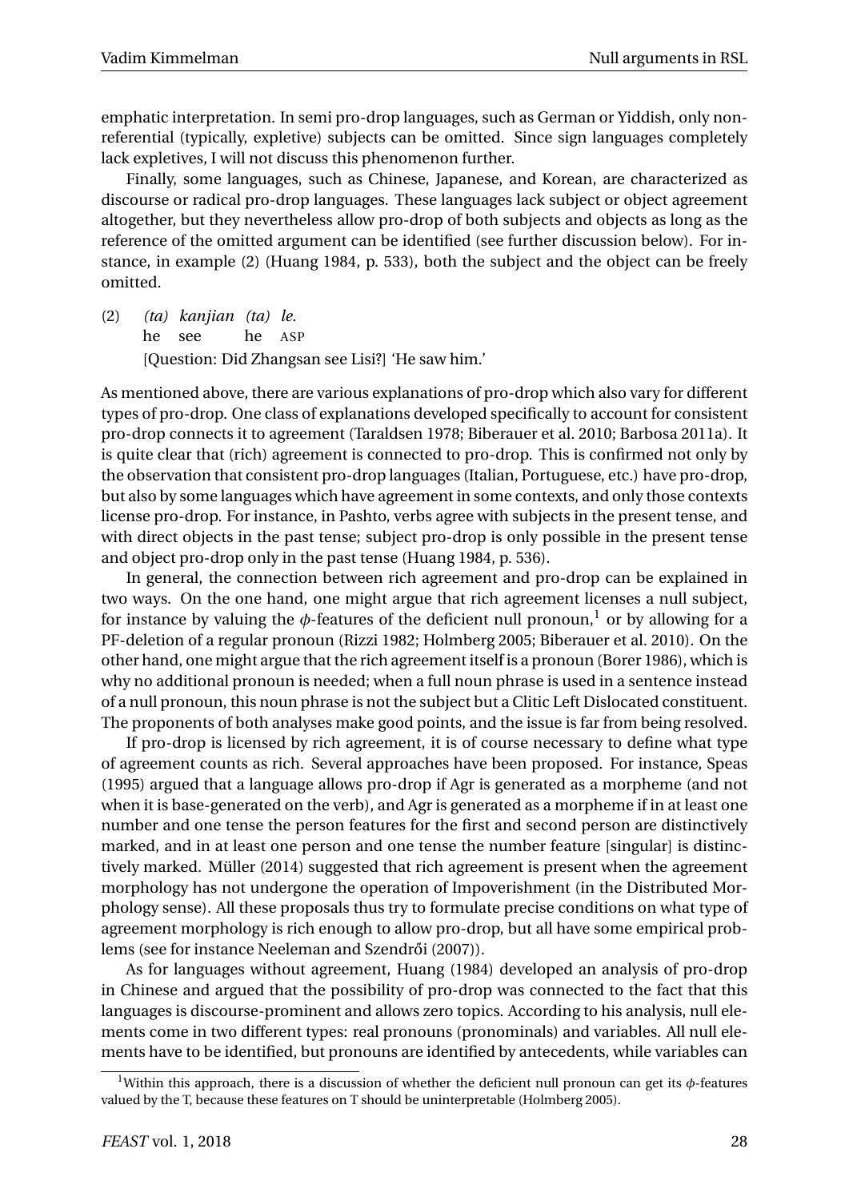emphatic interpretation. In semi pro-drop languages, such as German or Yiddish, only non-referential (typically, expletive) subjects can be omitted. Since sign languages completely lack expletives, I will not discuss this phenomenon further.

Finally, some languages, such as Chinese, Japanese, and Korean, are characterized as discourse or radical pro-drop languages. These languages lack subject or object agreement altogether, but they nevertheless allow pro-drop of both subjects and objects as long as the reference of the omitted argument can be identified (see further discussion below). For instance, in example (2) (Huang 1984, p. 533), both the subject and the object can be freely omitted.

(2) *(ta) kanjian (ta) le.*
 he see he ASP
 [Question: Did Zhangsan see Lisi?] 'He saw him.'

As mentioned above, there are various explanations of pro-drop which also vary for different types of pro-drop. One class of explanations developed specifically to account for consistent pro-drop connects it to agreement (Taraldsen 1978; Biberauer et al. 2010; Barbosa 2011a). It is quite clear that (rich) agreement is connected to pro-drop. This is confirmed not only by the observation that consistent pro-drop languages (Italian, Portuguese, etc.) have pro-drop, but also by some languages which have agreement in some contexts, and only those contexts license pro-drop. For instance, in Pashto, verbs agree with subjects in the present tense, and with direct objects in the past tense; subject pro-drop is only possible in the present tense and object pro-drop only in the past tense (Huang 1984, p. 536).

In general, the connection between rich agreement and pro-drop can be explained in two ways. On the one hand, one might argue that rich agreement licenses a null subject, for instance by valuing the $\phi$-features of the deficient null pronoun,[1] or by allowing for a PF-deletion of a regular pronoun (Rizzi 1982; Holmberg 2005; Biberauer et al. 2010). On the other hand, one might argue that the rich agreement itself is a pronoun (Borer 1986), which is why no additional pronoun is needed; when a full noun phrase is used in a sentence instead of a null pronoun, this noun phrase is not the subject but a Clitic Left Dislocated constituent. The proponents of both analyses make good points, and the issue is far from being resolved.

If pro-drop is licensed by rich agreement, it is of course necessary to define what type of agreement counts as rich. Several approaches have been proposed. For instance, Speas (1995) argued that a language allows pro-drop if Agr is generated as a morpheme (and not when it is base-generated on the verb), and Agr is generated as a morpheme if in at least one number and one tense the person features for the first and second person are distinctively marked, and in at least one person and one tense the number feature [singular] is distinctively marked. Müller (2014) suggested that rich agreement is present when the agreement morphology has not undergone the operation of Impoverishment (in the Distributed Morphology sense). All these proposals thus try to formulate precise conditions on what type of agreement morphology is rich enough to allow pro-drop, but all have some empirical problems (see for instance Neeleman and Szendrői (2007)).

As for languages without agreement, Huang (1984) developed an analysis of pro-drop in Chinese and argued that the possibility of pro-drop was connected to the fact that this languages is discourse-prominent and allows zero topics. According to his analysis, null elements come in two different types: real pronouns (pronominals) and variables. All null elements have to be identified, but pronouns are identified by antecedents, while variables can

[1] Within this approach, there is a discussion of whether the deficient null pronoun can get its $\phi$-features valued by the T, because these features on T should be uninterpretable (Holmberg 2005).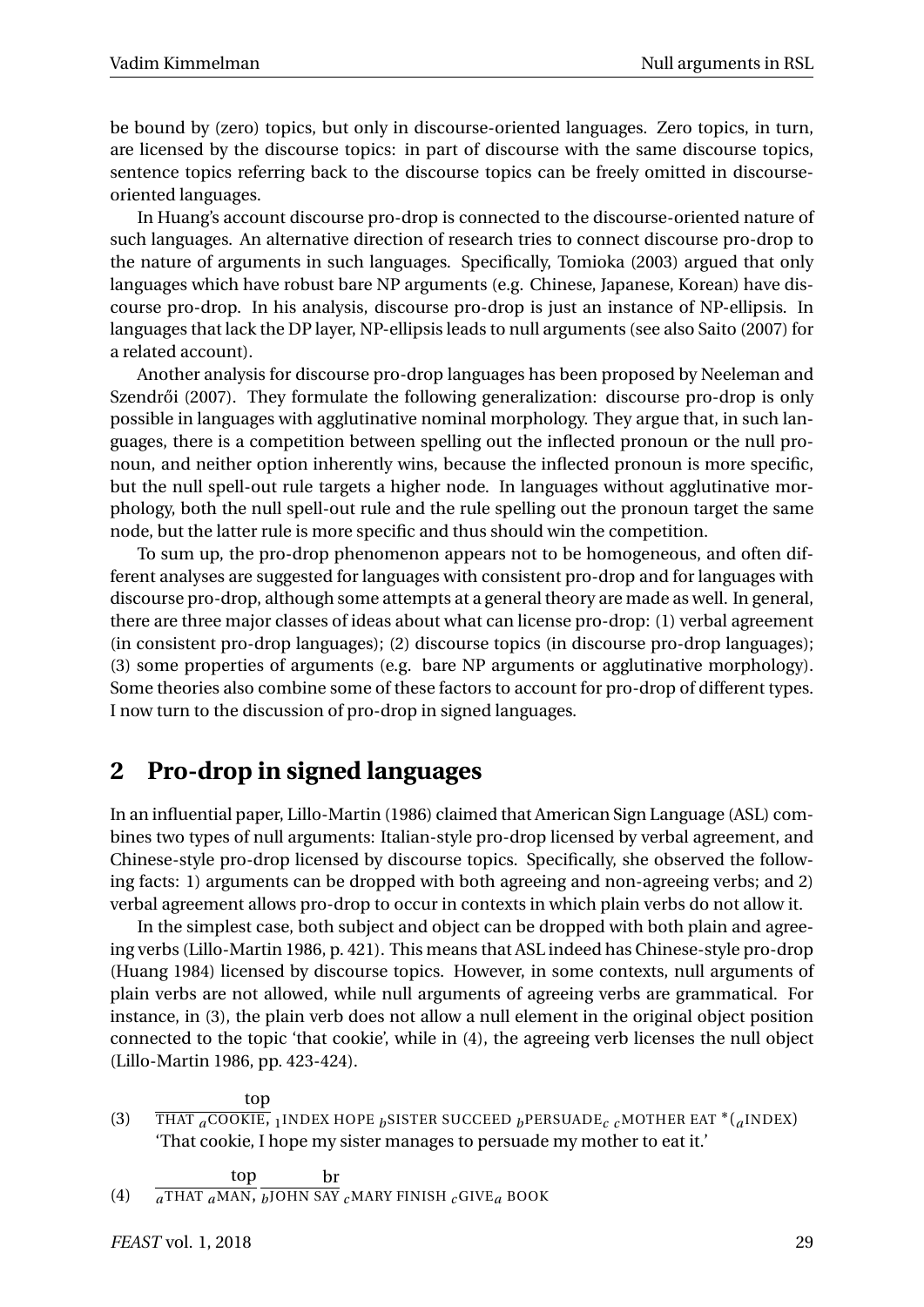be bound by (zero) topics, but only in discourse-oriented languages. Zero topics, in turn, are licensed by the discourse topics: in part of discourse with the same discourse topics, sentence topics referring back to the discourse topics can be freely omitted in discourse-oriented languages.

In Huang's account discourse pro-drop is connected to the discourse-oriented nature of such languages. An alternative direction of research tries to connect discourse pro-drop to the nature of arguments in such languages. Specifically, Tomioka (2003) argued that only languages which have robust bare NP arguments (e.g. Chinese, Japanese, Korean) have discourse pro-drop. In his analysis, discourse pro-drop is just an instance of NP-ellipsis. In languages that lack the DP layer, NP-ellipsis leads to null arguments (see also Saito (2007) for a related account).

Another analysis for discourse pro-drop languages has been proposed by Neeleman and Szendrői (2007). They formulate the following generalization: discourse pro-drop is only possible in languages with agglutinative nominal morphology. They argue that, in such languages, there is a competition between spelling out the inflected pronoun or the null pronoun, and neither option inherently wins, because the inflected pronoun is more specific, but the null spell-out rule targets a higher node. In languages without agglutinative morphology, both the null spell-out rule and the rule spelling out the pronoun target the same node, but the latter rule is more specific and thus should win the competition.

To sum up, the pro-drop phenomenon appears not to be homogeneous, and often different analyses are suggested for languages with consistent pro-drop and for languages with discourse pro-drop, although some attempts at a general theory are made as well. In general, there are three major classes of ideas about what can license pro-drop: (1) verbal agreement (in consistent pro-drop languages); (2) discourse topics (in discourse pro-drop languages); (3) some properties of arguments (e.g. bare NP arguments or agglutinative morphology). Some theories also combine some of these factors to account for pro-drop of different types. I now turn to the discussion of pro-drop in signed languages.

## 2 Pro-drop in signed languages

In an influential paper, Lillo-Martin (1986) claimed that American Sign Language (ASL) combines two types of null arguments: Italian-style pro-drop licensed by verbal agreement, and Chinese-style pro-drop licensed by discourse topics. Specifically, she observed the following facts: 1) arguments can be dropped with both agreeing and non-agreeing verbs; and 2) verbal agreement allows pro-drop to occur in contexts in which plain verbs do not allow it.

In the simplest case, both subject and object can be dropped with both plain and agreeing verbs (Lillo-Martin 1986, p. 421). This means that ASL indeed has Chinese-style pro-drop (Huang 1984) licensed by discourse topics. However, in some contexts, null arguments of plain verbs are not allowed, while null arguments of agreeing verbs are grammatical. For instance, in (3), the plain verb does not allow a null element in the original object position connected to the topic 'that cookie', while in (4), the agreeing verb licenses the null object (Lillo-Martin 1986, pp. 423-424).

(3) $\overline{\text{THAT }_{a}\text{COOKIE,}}^{\text{top}}$ $_{1}$INDEX HOPE $_{b}$SISTER SUCCEED $_{b}$PERSUADE$_{c}$ $_{c}$MOTHER EAT \*($_{a}$INDEX)
'That cookie, I hope my sister manages to persuade my mother to eat it.'

(4) $\overline{_{a}\text{THAT }_{a}\text{MAN,}}^{\text{top}}$ $\overline{_{b}\text{JOHN SAY}}^{\text{br}}$ $_{c}$MARY FINISH $_{c}$GIVE$_{a}$ BOOK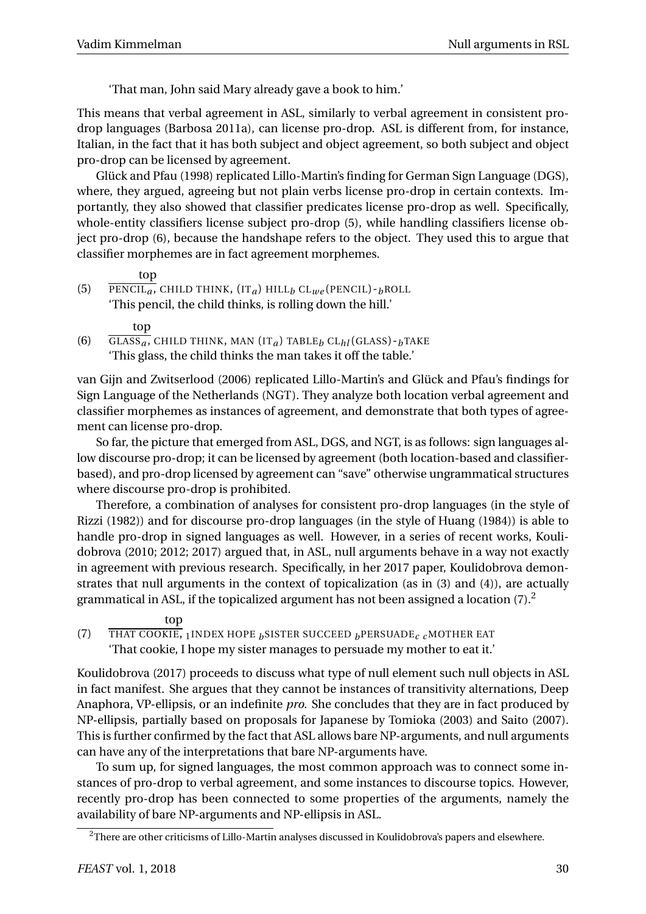'That man, John said Mary already gave a book to him.'

This means that verbal agreement in ASL, similarly to verbal agreement in consistent pro-drop languages (Barbosa 2011a), can license pro-drop. ASL is different from, for instance, Italian, in the fact that it has both subject and object agreement, so both subject and object pro-drop can be licensed by agreement.

Glück and Pfau (1998) replicated Lillo-Martin's finding for German Sign Language (DGS), where, they argued, agreeing but not plain verbs license pro-drop in certain contexts. Importantly, they also showed that classifier predicates license pro-drop as well. Specifically, whole-entity classifiers license subject pro-drop (5), while handling classifiers license object pro-drop (6), because the handshape refers to the object. They used this to argue that classifier morphemes are in fact agreement morphemes.

(5) $\overline{\text{PENCIL}_a}^{\text{top}}$, CHILD THINK, (IT$_a$) HILL$_b$ CL$_{we}$(PENCIL)-$_b$ROLL
'This pencil, the child thinks, is rolling down the hill.'

(6) $\overline{\text{GLASS}_a}^{\text{top}}$, CHILD THINK, MAN (IT$_a$) TABLE$_b$ CL$_{hl}$(GLASS)-$_b$TAKE
'This glass, the child thinks the man takes it off the table.'

van Gijn and Zwitserlood (2006) replicated Lillo-Martin's and Glück and Pfau's findings for Sign Language of the Netherlands (NGT). They analyze both location verbal agreement and classifier morphemes as instances of agreement, and demonstrate that both types of agreement can license pro-drop.

So far, the picture that emerged from ASL, DGS, and NGT, is as follows: sign languages allow discourse pro-drop; it can be licensed by agreement (both location-based and classifier-based), and pro-drop licensed by agreement can "save" otherwise ungrammatical structures where discourse pro-drop is prohibited.

Therefore, a combination of analyses for consistent pro-drop languages (in the style of Rizzi (1982)) and for discourse pro-drop languages (in the style of Huang (1984)) is able to handle pro-drop in signed languages as well. However, in a series of recent works, Koulidobrova (2010; 2012; 2017) argued that, in ASL, null arguments behave in a way not exactly in agreement with previous research. Specifically, in her 2017 paper, Koulidobrova demonstrates that null arguments in the context of topicalization (as in (3) and (4)), are actually grammatical in ASL, if the topicalized argument has not been assigned a location (7).[2]

(7) $\overline{\text{THAT COOKIE}}^{\text{top}}$, $_1$INDEX HOPE $_b$SISTER SUCCEED $_b$PERSUADE$_c$ $_c$MOTHER EAT
'That cookie, I hope my sister manages to persuade my mother to eat it.'

Koulidobrova (2017) proceeds to discuss what type of null element such null objects in ASL in fact manifest. She argues that they cannot be instances of transitivity alternations, Deep Anaphora, VP-ellipsis, or an indefinite *pro*. She concludes that they are in fact produced by NP-ellipsis, partially based on proposals for Japanese by Tomioka (2003) and Saito (2007). This is further confirmed by the fact that ASL allows bare NP-arguments, and null arguments can have any of the interpretations that bare NP-arguments have.

To sum up, for signed languages, the most common approach was to connect some instances of pro-drop to verbal agreement, and some instances to discourse topics. However, recently pro-drop has been connected to some properties of the arguments, namely the availability of bare NP-arguments and NP-ellipsis in ASL.

[2]There are other criticisms of Lillo-Martin analyses discussed in Koulidobrova's papers and elsewhere.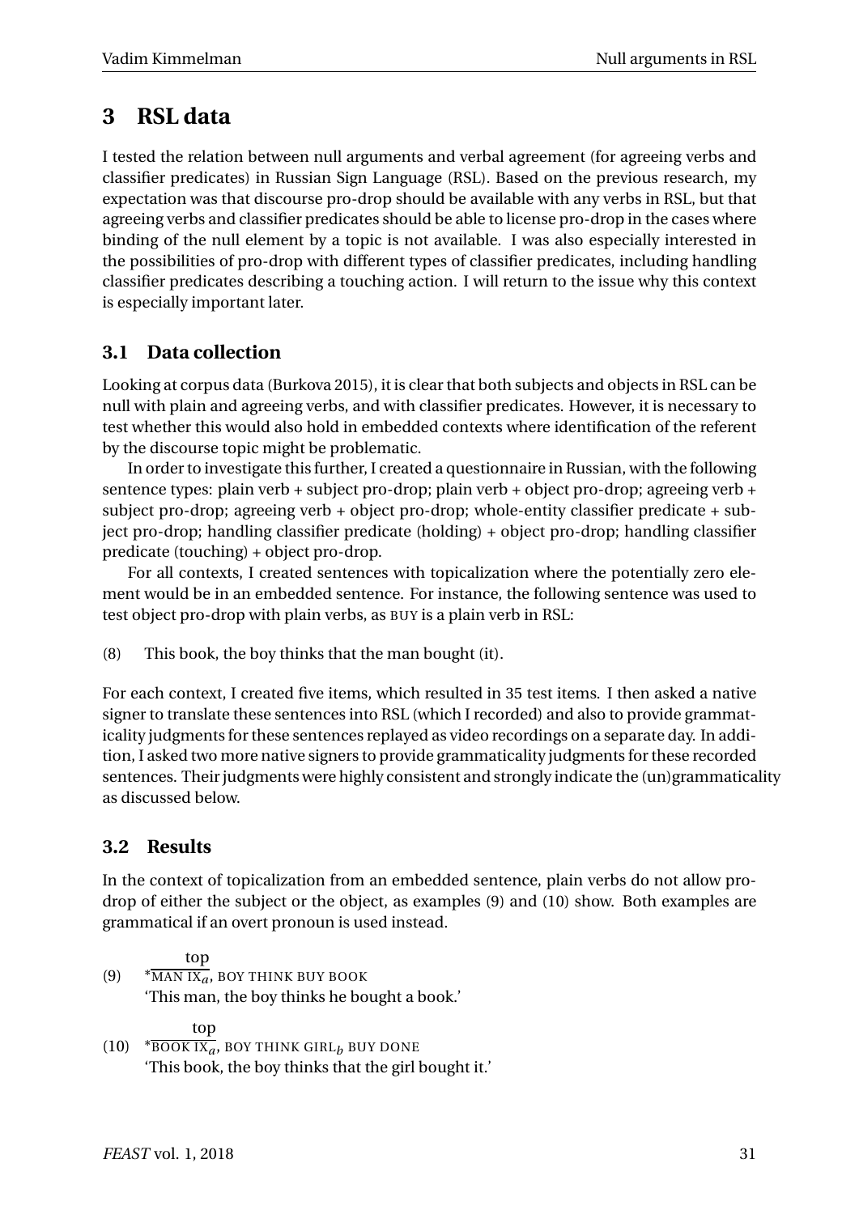## 3 RSL data

I tested the relation between null arguments and verbal agreement (for agreeing verbs and classifier predicates) in Russian Sign Language (RSL). Based on the previous research, my expectation was that discourse pro-drop should be available with any verbs in RSL, but that agreeing verbs and classifier predicates should be able to license pro-drop in the cases where binding of the null element by a topic is not available. I was also especially interested in the possibilities of pro-drop with different types of classifier predicates, including handling classifier predicates describing a touching action. I will return to the issue why this context is especially important later.

### 3.1 Data collection

Looking at corpus data (Burkova 2015), it is clear that both subjects and objects in RSL can be null with plain and agreeing verbs, and with classifier predicates. However, it is necessary to test whether this would also hold in embedded contexts where identification of the referent by the discourse topic might be problematic.

In order to investigate this further, I created a questionnaire in Russian, with the following sentence types: plain verb + subject pro-drop; plain verb + object pro-drop; agreeing verb + subject pro-drop; agreeing verb + object pro-drop; whole-entity classifier predicate + subject pro-drop; handling classifier predicate (holding) + object pro-drop; handling classifier predicate (touching) + object pro-drop.

For all contexts, I created sentences with topicalization where the potentially zero element would be in an embedded sentence. For instance, the following sentence was used to test object pro-drop with plain verbs, as BUY is a plain verb in RSL:

(8) This book, the boy thinks that the man bought (it).

For each context, I created five items, which resulted in 35 test items. I then asked a native signer to translate these sentences into RSL (which I recorded) and also to provide grammaticality judgments for these sentences replayed as video recordings on a separate day. In addition, I asked two more native signers to provide grammaticality judgments for these recorded sentences. Their judgments were highly consistent and strongly indicate the (un)grammaticality as discussed below.

### 3.2 Results

In the context of topicalization from an embedded sentence, plain verbs do not allow pro-drop of either the subject or the object, as examples (9) and (10) show. Both examples are grammatical if an overt pronoun is used instead.

(9) *$\overline{\text{MAN IX}_a}^{\text{top}}$, BOY THINK BUY BOOK
'This man, the boy thinks he bought a book.'

(10) *$\overline{\text{BOOK IX}_a}^{\text{top}}$, BOY THINK GIRL$_b$ BUY DONE
'This book, the boy thinks that the girl bought it.'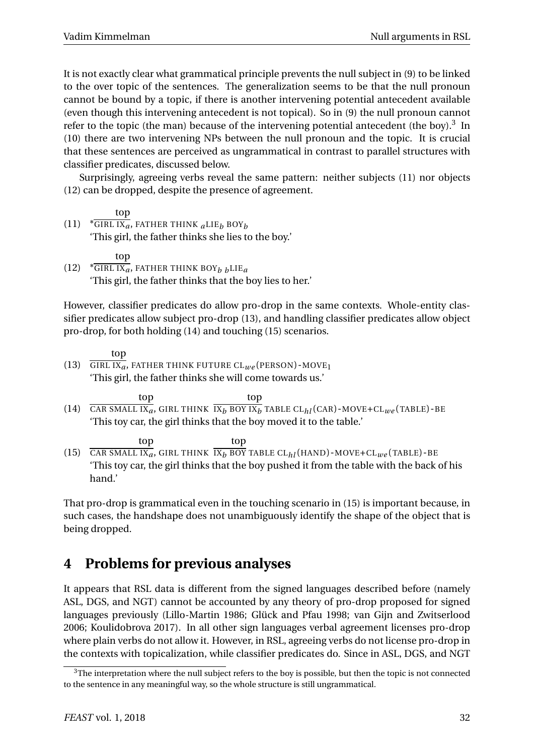It is not exactly clear what grammatical principle prevents the null subject in (9) to be linked to the over topic of the sentences. The generalization seems to be that the null pronoun cannot be bound by a topic, if there is another intervening potential antecedent available (even though this intervening antecedent is not topical). So in (9) the null pronoun cannot refer to the topic (the man) because of the intervening potential antecedent (the boy).[3] In (10) there are two intervening NPs between the null pronoun and the topic. It is crucial that these sentences are perceived as ungrammatical in contrast to parallel structures with classifier predicates, discussed below.

Surprisingly, agreeing verbs reveal the same pattern: neither subjects (11) nor objects (12) can be dropped, despite the presence of agreement.

(11) $^{*}\overline{\text{GIRL IX}_a}^{\text{top}}$, FATHER THINK $_a$LIE$_b$ BOY$_b$
'This girl, the father thinks she lies to the boy.'

(12) $^{*}\overline{\text{GIRL IX}_a}^{\text{top}}$, FATHER THINK BOY$_b$ $_b$LIE$_a$
'This girl, the father thinks that the boy lies to her.'

However, classifier predicates do allow pro-drop in the same contexts. Whole-entity classifier predicates allow subject pro-drop (13), and handling classifier predicates allow object pro-drop, for both holding (14) and touching (15) scenarios.

(13) $\overline{\text{GIRL IX}_a}^{\text{top}}$, FATHER THINK FUTURE CL$_{we}$(PERSON)-MOVE$_1$
'This girl, the father thinks she will come towards us.'

(14) $\overline{\text{CAR SMALL IX}_a}^{\text{top}}$, GIRL THINK $\overline{\text{IX}_b \text{ BOY IX}_b}^{\text{top}}$ TABLE CL$_{hl}$(CAR)-MOVE+CL$_{we}$(TABLE)-BE
'This toy car, the girl thinks that the boy moved it to the table.'

(15) $\overline{\text{CAR SMALL IX}_a}^{\text{top}}$, GIRL THINK $\overline{\text{IX}_b \text{ BOY}}^{\text{top}}$ TABLE CL$_{hl}$(HAND)-MOVE+CL$_{we}$(TABLE)-BE
'This toy car, the girl thinks that the boy pushed it from the table with the back of his hand.'

That pro-drop is grammatical even in the touching scenario in (15) is important because, in such cases, the handshape does not unambiguously identify the shape of the object that is being dropped.

## 4 Problems for previous analyses

It appears that RSL data is different from the signed languages described before (namely ASL, DGS, and NGT) cannot be accounted by any theory of pro-drop proposed for signed languages previously (Lillo-Martin 1986; Glück and Pfau 1998; van Gijn and Zwitserlood 2006; Koulidobrova 2017). In all other sign languages verbal agreement licenses pro-drop where plain verbs do not allow it. However, in RSL, agreeing verbs do not license pro-drop in the contexts with topicalization, while classifier predicates do. Since in ASL, DGS, and NGT

[3] The interpretation where the null subject refers to the boy is possible, but then the topic is not connected to the sentence in any meaningful way, so the whole structure is still ungrammatical.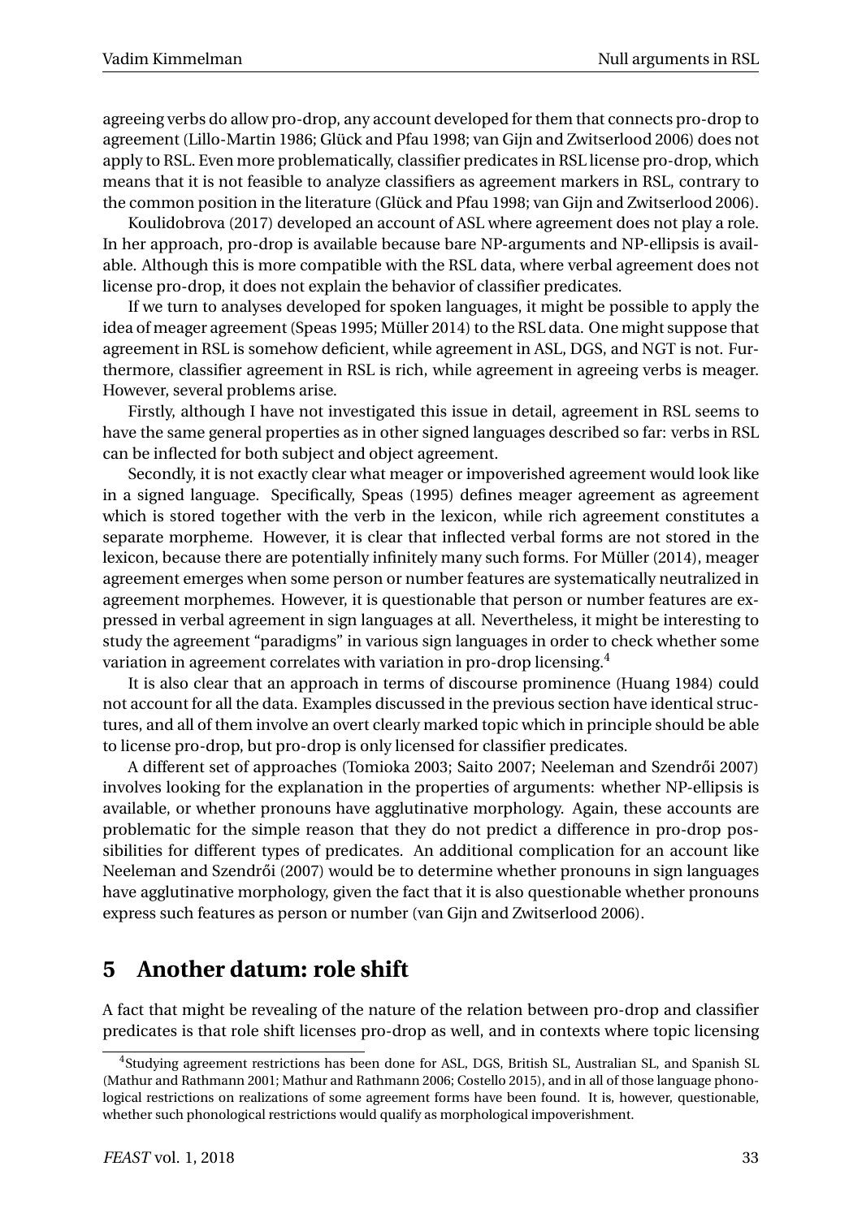agreeing verbs do allow pro-drop, any account developed for them that connects pro-drop to agreement (Lillo-Martin 1986; Glück and Pfau 1998; van Gijn and Zwitserlood 2006) does not apply to RSL. Even more problematically, classifier predicates in RSL license pro-drop, which means that it is not feasible to analyze classifiers as agreement markers in RSL, contrary to the common position in the literature (Glück and Pfau 1998; van Gijn and Zwitserlood 2006).

Koulidobrova (2017) developed an account of ASL where agreement does not play a role. In her approach, pro-drop is available because bare NP-arguments and NP-ellipsis is available. Although this is more compatible with the RSL data, where verbal agreement does not license pro-drop, it does not explain the behavior of classifier predicates.

If we turn to analyses developed for spoken languages, it might be possible to apply the idea of meager agreement (Speas 1995; Müller 2014) to the RSL data. One might suppose that agreement in RSL is somehow deficient, while agreement in ASL, DGS, and NGT is not. Furthermore, classifier agreement in RSL is rich, while agreement in agreeing verbs is meager. However, several problems arise.

Firstly, although I have not investigated this issue in detail, agreement in RSL seems to have the same general properties as in other signed languages described so far: verbs in RSL can be inflected for both subject and object agreement.

Secondly, it is not exactly clear what meager or impoverished agreement would look like in a signed language. Specifically, Speas (1995) defines meager agreement as agreement which is stored together with the verb in the lexicon, while rich agreement constitutes a separate morpheme. However, it is clear that inflected verbal forms are not stored in the lexicon, because there are potentially infinitely many such forms. For Müller (2014), meager agreement emerges when some person or number features are systematically neutralized in agreement morphemes. However, it is questionable that person or number features are expressed in verbal agreement in sign languages at all. Nevertheless, it might be interesting to study the agreement "paradigms" in various sign languages in order to check whether some variation in agreement correlates with variation in pro-drop licensing.[4]

It is also clear that an approach in terms of discourse prominence (Huang 1984) could not account for all the data. Examples discussed in the previous section have identical structures, and all of them involve an overt clearly marked topic which in principle should be able to license pro-drop, but pro-drop is only licensed for classifier predicates.

A different set of approaches (Tomioka 2003; Saito 2007; Neeleman and Szendrői 2007) involves looking for the explanation in the properties of arguments: whether NP-ellipsis is available, or whether pronouns have agglutinative morphology. Again, these accounts are problematic for the simple reason that they do not predict a difference in pro-drop possibilities for different types of predicates. An additional complication for an account like Neeleman and Szendrői (2007) would be to determine whether pronouns in sign languages have agglutinative morphology, given the fact that it is also questionable whether pronouns express such features as person or number (van Gijn and Zwitserlood 2006).

## 5 Another datum: role shift

A fact that might be revealing of the nature of the relation between pro-drop and classifier predicates is that role shift licenses pro-drop as well, and in contexts where topic licensing

[4] Studying agreement restrictions has been done for ASL, DGS, British SL, Australian SL, and Spanish SL (Mathur and Rathmann 2001; Mathur and Rathmann 2006; Costello 2015), and in all of those language phonological restrictions on realizations of some agreement forms have been found. It is, however, questionable, whether such phonological restrictions would qualify as morphological impoverishment.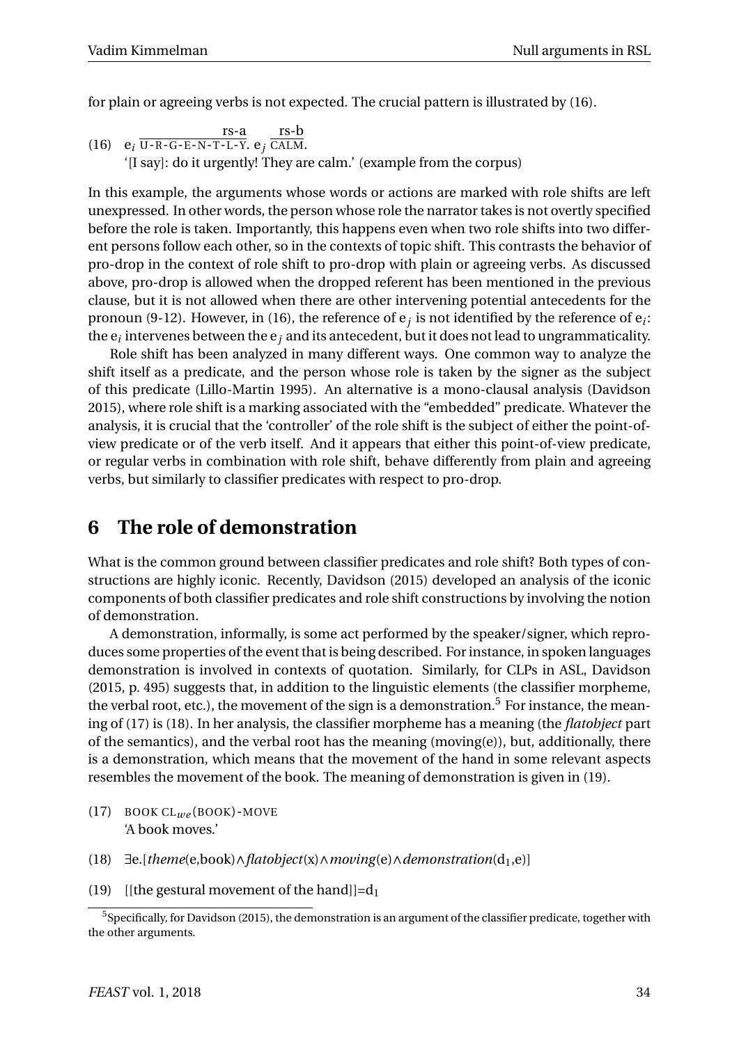for plain or agreeing verbs is not expected. The crucial pattern is illustrated by (16).

(16) $e_i$ $\overline{\text{U-R-G-E-N-T-L-Y}}^{\text{rs-a}}$. $e_j$ $\overline{\text{CALM}}^{\text{rs-b}}$.
'[I say]: do it urgently! They are calm.' (example from the corpus)

In this example, the arguments whose words or actions are marked with role shifts are left unexpressed. In other words, the person whose role the narrator takes is not overtly specified before the role is taken. Importantly, this happens even when two role shifts into two different persons follow each other, so in the contexts of topic shift. This contrasts the behavior of pro-drop in the context of role shift to pro-drop with plain or agreeing verbs. As discussed above, pro-drop is allowed when the dropped referent has been mentioned in the previous clause, but it is not allowed when there are other intervening potential antecedents for the pronoun (9-12). However, in (16), the reference of $e_j$ is not identified by the reference of $e_i$: the $e_i$ intervenes between the $e_j$ and its antecedent, but it does not lead to ungrammaticality.

Role shift has been analyzed in many different ways. One common way to analyze the shift itself as a predicate, and the person whose role is taken by the signer as the subject of this predicate (Lillo-Martin 1995). An alternative is a mono-clausal analysis (Davidson 2015), where role shift is a marking associated with the "embedded" predicate. Whatever the analysis, it is crucial that the 'controller' of the role shift is the subject of either the point-of-view predicate or of the verb itself. And it appears that either this point-of-view predicate, or regular verbs in combination with role shift, behave differently from plain and agreeing verbs, but similarly to classifier predicates with respect to pro-drop.

# 6 The role of demonstration

What is the common ground between classifier predicates and role shift? Both types of constructions are highly iconic. Recently, Davidson (2015) developed an analysis of the iconic components of both classifier predicates and role shift constructions by involving the notion of demonstration.

A demonstration, informally, is some act performed by the speaker/signer, which reproduces some properties of the event that is being described. For instance, in spoken languages demonstration is involved in contexts of quotation. Similarly, for CLPs in ASL, Davidson (2015, p. 495) suggests that, in addition to the linguistic elements (the classifier morpheme, the verbal root, etc.), the movement of the sign is a demonstration.[5] For instance, the meaning of (17) is (18). In her analysis, the classifier morpheme has a meaning (the *flatobject* part of the semantics), and the verbal root has the meaning (moving(e)), but, additionally, there is a demonstration, which means that the movement of the hand in some relevant aspects resembles the movement of the book. The meaning of demonstration is given in (19).

(17) BOOK $\text{CL}_{we}$(BOOK)-MOVE
'A book moves.'

(18) $\exists$e.[*theme*(e,book)$\wedge$*flatobject*(x)$\wedge$*moving*(e)$\wedge$*demonstration*($d_1$,e)]

(19) [[the gestural movement of the hand]]=$d_1$

[5] Specifically, for Davidson (2015), the demonstration is an argument of the classifier predicate, together with the other arguments.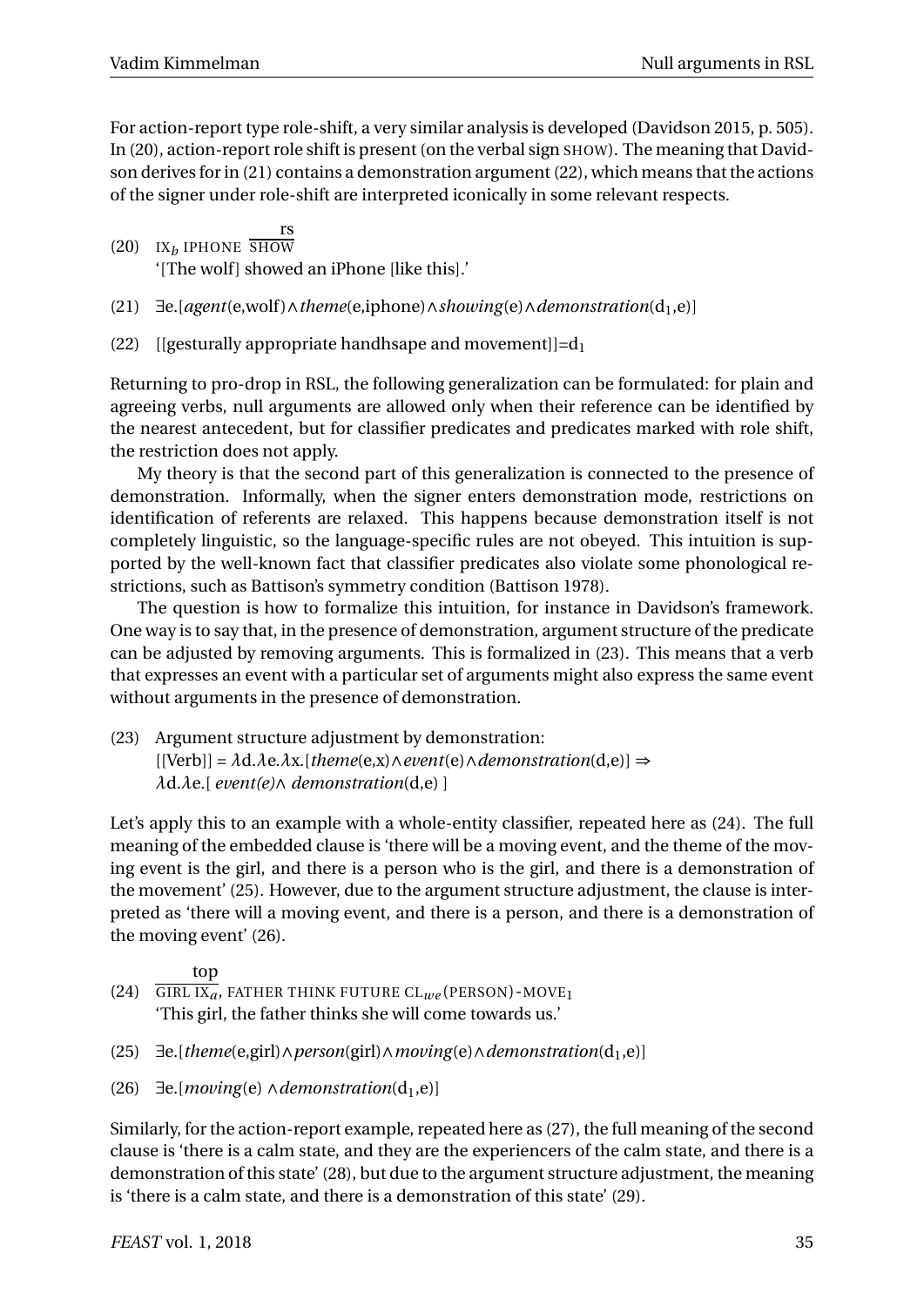For action-report type role-shift, a very similar analysis is developed (Davidson 2015, p. 505). In (20), action-report role shift is present (on the verbal sign SHOW). The meaning that Davidson derives for in (21) contains a demonstration argument (22), which means that the actions of the signer under role-shift are interpreted iconically in some relevant respects.

(20) $\text{IX}_b$ IPHONE $\overline{\text{SHOW}}^{\text{rs}}$
'[The wolf] showed an iPhone [like this].'

(21) ∃e.[*agent*(e,wolf)∧*theme*(e,iphone)∧*showing*(e)∧*demonstration*($d_1$,e)]

(22) [[gesturally appropriate handhsape and movement]]=$d_1$

Returning to pro-drop in RSL, the following generalization can be formulated: for plain and agreeing verbs, null arguments are allowed only when their reference can be identified by the nearest antecedent, but for classifier predicates and predicates marked with role shift, the restriction does not apply.

My theory is that the second part of this generalization is connected to the presence of demonstration. Informally, when the signer enters demonstration mode, restrictions on identification of referents are relaxed. This happens because demonstration itself is not completely linguistic, so the language-specific rules are not obeyed. This intuition is supported by the well-known fact that classifier predicates also violate some phonological restrictions, such as Battison's symmetry condition (Battison 1978).

The question is how to formalize this intuition, for instance in Davidson's framework. One way is to say that, in the presence of demonstration, argument structure of the predicate can be adjusted by removing arguments. This is formalized in (23). This means that a verb that expresses an event with a particular set of arguments might also express the same event without arguments in the presence of demonstration.

(23) Argument structure adjustment by demonstration:
[[Verb]] = λd.λe.λx.[*theme*(e,x)∧*event*(e)∧*demonstration*(d,e)] ⇒
λd.λe.[ *event(e)*∧ *demonstration*(d,e) ]

Let's apply this to an example with a whole-entity classifier, repeated here as (24). The full meaning of the embedded clause is 'there will be a moving event, and the theme of the moving event is the girl, and there is a person who is the girl, and there is a demonstration of the movement' (25). However, due to the argument structure adjustment, the clause is interpreted as 'there will a moving event, and there is a person, and there is a demonstration of the moving event' (26).

(24) $\overline{\text{GIRL IX}_a}^{\text{top}}$, FATHER THINK FUTURE $\text{CL}_{we}$(PERSON)-$\text{MOVE}_1$
'This girl, the father thinks she will come towards us.'

(25) ∃e.[*theme*(e,girl)∧*person*(girl)∧*moving*(e)∧*demonstration*($d_1$,e)]

(26) ∃e.[*moving*(e) ∧*demonstration*($d_1$,e)]

Similarly, for the action-report example, repeated here as (27), the full meaning of the second clause is 'there is a calm state, and they are the experiencers of the calm state, and there is a demonstration of this state' (28), but due to the argument structure adjustment, the meaning is 'there is a calm state, and there is a demonstration of this state' (29).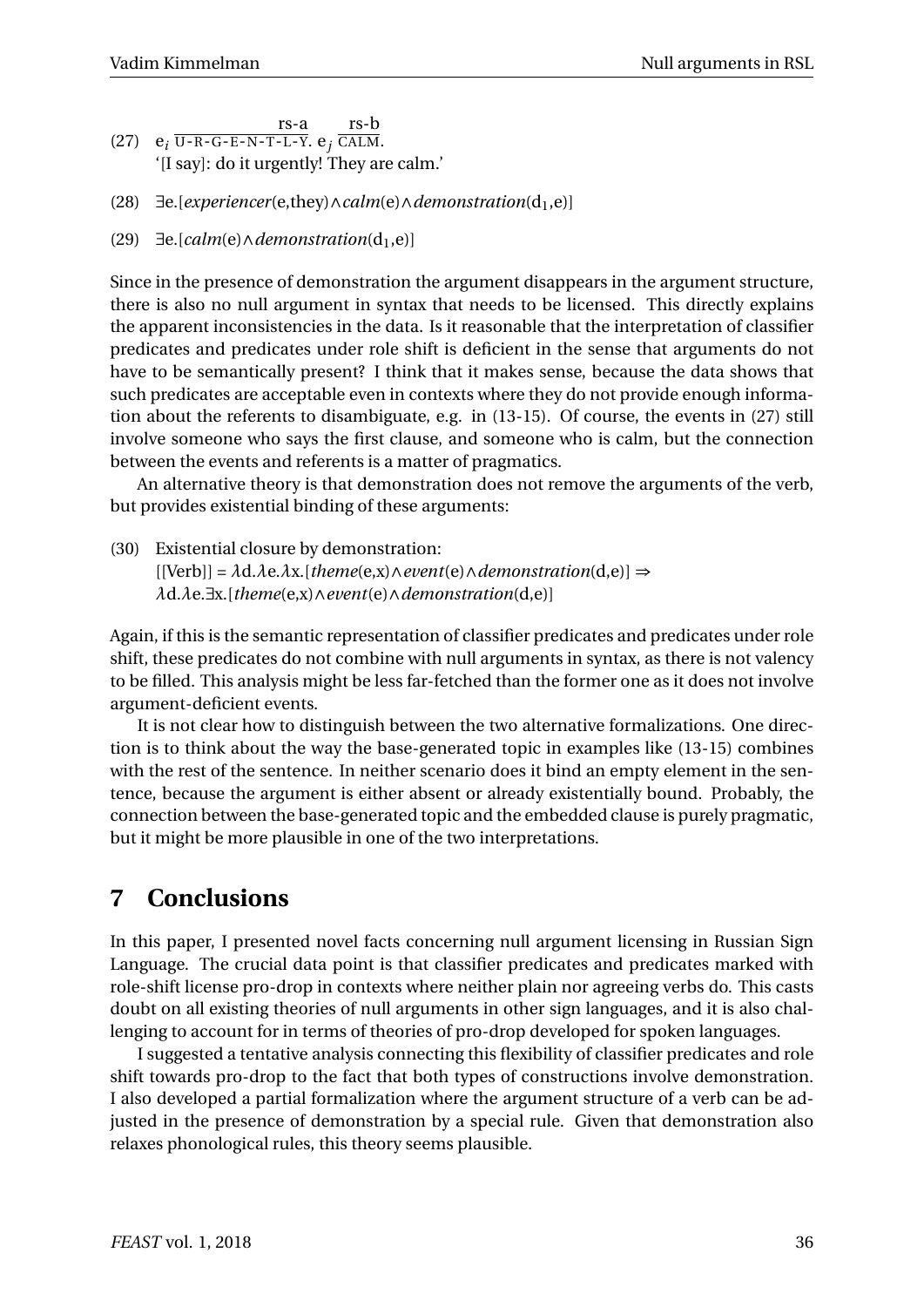(27) $e_i$ $\overline{\text{U-R-G-E-N-T-L-Y}}^{\text{rs-a}}$. $e_j$ $\overline{\text{CALM}}^{\text{rs-b}}$.
'[I say]: do it urgently! They are calm.'

(28) ∃e.[*experiencer*(e,they)∧*calm*(e)∧*demonstration*($d_1$,e)]

(29) ∃e.[*calm*(e)∧*demonstration*($d_1$,e)]

Since in the presence of demonstration the argument disappears in the argument structure, there is also no null argument in syntax that needs to be licensed. This directly explains the apparent inconsistencies in the data. Is it reasonable that the interpretation of classifier predicates and predicates under role shift is deficient in the sense that arguments do not have to be semantically present? I think that it makes sense, because the data shows that such predicates are acceptable even in contexts where they do not provide enough information about the referents to disambiguate, e.g. in (13-15). Of course, the events in (27) still involve someone who says the first clause, and someone who is calm, but the connection between the events and referents is a matter of pragmatics.

An alternative theory is that demonstration does not remove the arguments of the verb, but provides existential binding of these arguments:

(30) Existential closure by demonstration:
[[Verb]] = λd.λe.λx.[*theme*(e,x)∧*event*(e)∧*demonstration*(d,e)] ⇒
λd.λe.∃x.[*theme*(e,x)∧*event*(e)∧*demonstration*(d,e)]

Again, if this is the semantic representation of classifier predicates and predicates under role shift, these predicates do not combine with null arguments in syntax, as there is not valency to be filled. This analysis might be less far-fetched than the former one as it does not involve argument-deficient events.

It is not clear how to distinguish between the two alternative formalizations. One direction is to think about the way the base-generated topic in examples like (13-15) combines with the rest of the sentence. In neither scenario does it bind an empty element in the sentence, because the argument is either absent or already existentially bound. Probably, the connection between the base-generated topic and the embedded clause is purely pragmatic, but it might be more plausible in one of the two interpretations.

## 7 Conclusions

In this paper, I presented novel facts concerning null argument licensing in Russian Sign Language. The crucial data point is that classifier predicates and predicates marked with role-shift license pro-drop in contexts where neither plain nor agreeing verbs do. This casts doubt on all existing theories of null arguments in other sign languages, and it is also challenging to account for in terms of theories of pro-drop developed for spoken languages.

I suggested a tentative analysis connecting this flexibility of classifier predicates and role shift towards pro-drop to the fact that both types of constructions involve demonstration. I also developed a partial formalization where the argument structure of a verb can be adjusted in the presence of demonstration by a special rule. Given that demonstration also relaxes phonological rules, this theory seems plausible.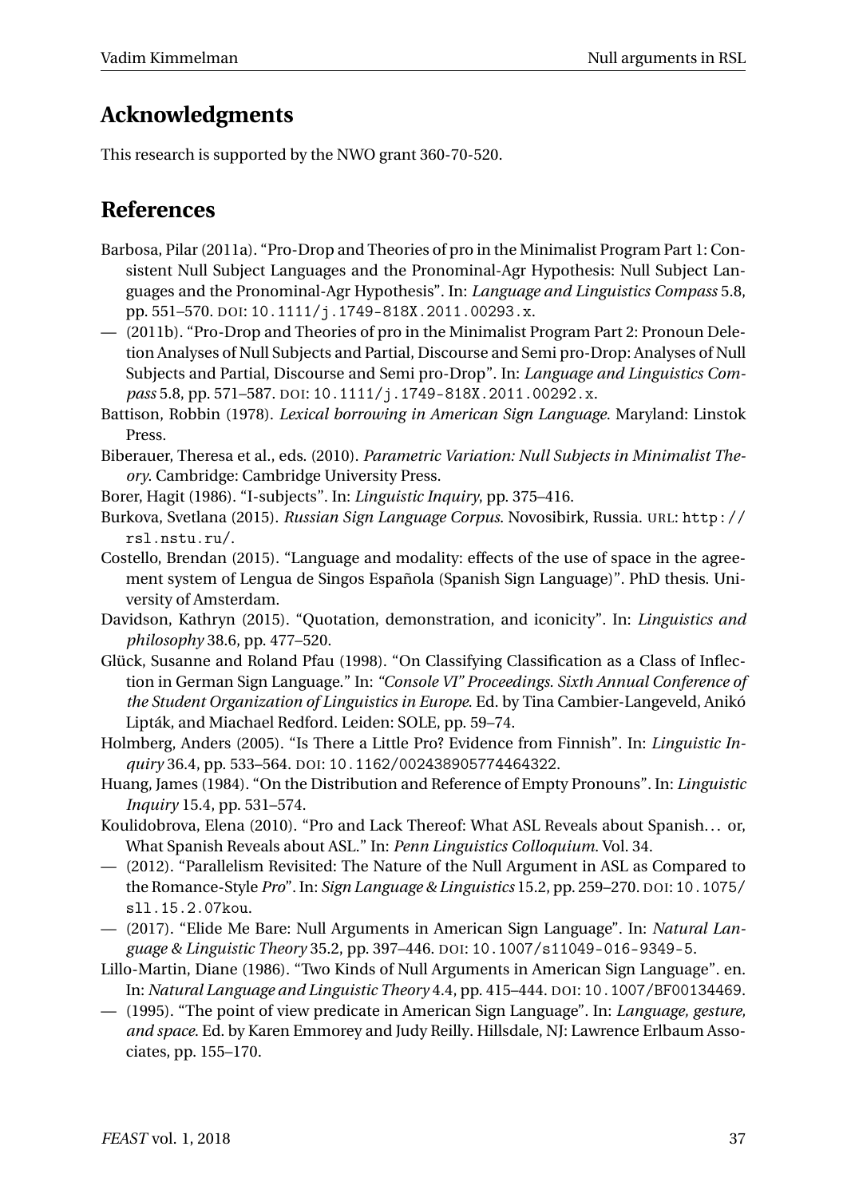## Acknowledgments

This research is supported by the NWO grant 360-70-520.

## References

Barbosa, Pilar (2011a). "Pro-Drop and Theories of pro in the Minimalist Program Part 1: Consistent Null Subject Languages and the Pronominal-Agr Hypothesis: Null Subject Languages and the Pronominal-Agr Hypothesis". In: *Language and Linguistics Compass* 5.8, pp. 551–570. DOI: 10.1111/j.1749-818X.2011.00293.x.

— (2011b). "Pro-Drop and Theories of pro in the Minimalist Program Part 2: Pronoun Deletion Analyses of Null Subjects and Partial, Discourse and Semi pro-Drop: Analyses of Null Subjects and Partial, Discourse and Semi pro-Drop". In: *Language and Linguistics Compass* 5.8, pp. 571–587. DOI: 10.1111/j.1749-818X.2011.00292.x.

Battison, Robbin (1978). *Lexical borrowing in American Sign Language*. Maryland: Linstok Press.

Biberauer, Theresa et al., eds. (2010). *Parametric Variation: Null Subjects in Minimalist Theory*. Cambridge: Cambridge University Press.

Borer, Hagit (1986). "I-subjects". In: *Linguistic Inquiry*, pp. 375–416.

Burkova, Svetlana (2015). *Russian Sign Language Corpus*. Novosibirk, Russia. URL: http://rsl.nstu.ru/.

Costello, Brendan (2015). "Language and modality: effects of the use of space in the agreement system of Lengua de Singos Española (Spanish Sign Language)". PhD thesis. University of Amsterdam.

Davidson, Kathryn (2015). "Quotation, demonstration, and iconicity". In: *Linguistics and philosophy* 38.6, pp. 477–520.

Glück, Susanne and Roland Pfau (1998). "On Classifying Classification as a Class of Inflection in German Sign Language." In: *"Console VI" Proceedings. Sixth Annual Conference of the Student Organization of Linguistics in Europe*. Ed. by Tina Cambier-Langeveld, Anikó Lipták, and Miachael Redford. Leiden: SOLE, pp. 59–74.

Holmberg, Anders (2005). "Is There a Little Pro? Evidence from Finnish". In: *Linguistic Inquiry* 36.4, pp. 533–564. DOI: 10.1162/002438905774464322.

Huang, James (1984). "On the Distribution and Reference of Empty Pronouns". In: *Linguistic Inquiry* 15.4, pp. 531–574.

Koulidobrova, Elena (2010). "Pro and Lack Thereof: What ASL Reveals about Spanish… or, What Spanish Reveals about ASL." In: *Penn Linguistics Colloquium*. Vol. 34.

— (2012). "Parallelism Revisited: The Nature of the Null Argument in ASL as Compared to the Romance-Style *Pro*". In: *Sign Language & Linguistics* 15.2, pp. 259–270. DOI: 10.1075/sll.15.2.07kou.

— (2017). "Elide Me Bare: Null Arguments in American Sign Language". In: *Natural Language & Linguistic Theory* 35.2, pp. 397–446. DOI: 10.1007/s11049-016-9349-5.

Lillo-Martin, Diane (1986). "Two Kinds of Null Arguments in American Sign Language". en. In: *Natural Language and Linguistic Theory* 4.4, pp. 415–444. DOI: 10.1007/BF00134469.

— (1995). "The point of view predicate in American Sign Language". In: *Language, gesture, and space*. Ed. by Karen Emmorey and Judy Reilly. Hillsdale, NJ: Lawrence Erlbaum Associates, pp. 155–170.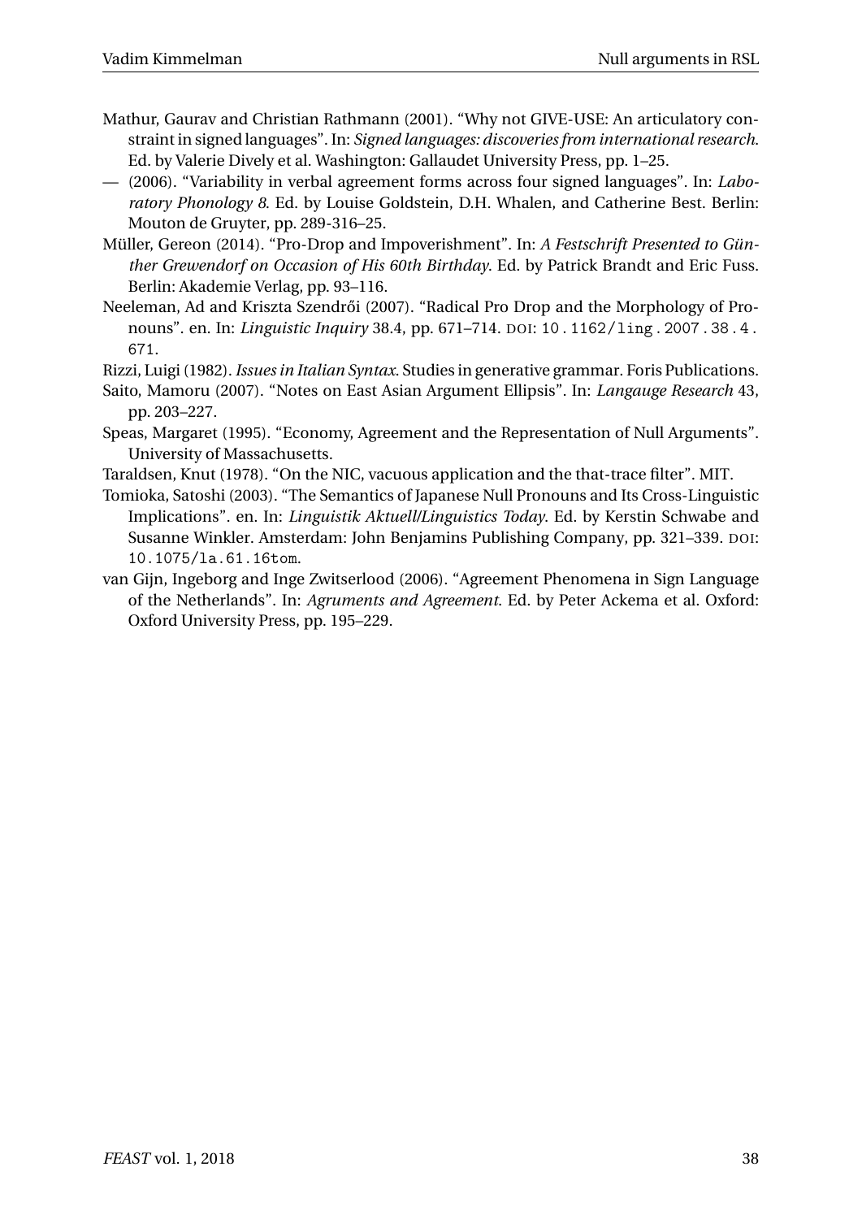Mathur, Gaurav and Christian Rathmann (2001). "Why not GIVE-USE: An articulatory constraint in signed languages". In: *Signed languages: discoveries from international research*. Ed. by Valerie Dively et al. Washington: Gallaudet University Press, pp. 1–25.

— (2006). "Variability in verbal agreement forms across four signed languages". In: *Laboratory Phonology 8*. Ed. by Louise Goldstein, D.H. Whalen, and Catherine Best. Berlin: Mouton de Gruyter, pp. 289-316–25.

Müller, Gereon (2014). "Pro-Drop and Impoverishment". In: *A Festschrift Presented to Günther Grewendorf on Occasion of His 60th Birthday*. Ed. by Patrick Brandt and Eric Fuss. Berlin: Akademie Verlag, pp. 93–116.

Neeleman, Ad and Kriszta Szendrői (2007). "Radical Pro Drop and the Morphology of Pronouns". en. In: *Linguistic Inquiry* 38.4, pp. 671–714. DOI: 10.1162/ling.2007.38.4.671.

Rizzi, Luigi (1982). *Issues in Italian Syntax*. Studies in generative grammar. Foris Publications.

Saito, Mamoru (2007). "Notes on East Asian Argument Ellipsis". In: *Langauge Research* 43, pp. 203–227.

Speas, Margaret (1995). "Economy, Agreement and the Representation of Null Arguments". University of Massachusetts.

Taraldsen, Knut (1978). "On the NIC, vacuous application and the that-trace filter". MIT.

Tomioka, Satoshi (2003). "The Semantics of Japanese Null Pronouns and Its Cross-Linguistic Implications". en. In: *Linguistik Aktuell/Linguistics Today*. Ed. by Kerstin Schwabe and Susanne Winkler. Amsterdam: John Benjamins Publishing Company, pp. 321–339. DOI: 10.1075/la.61.16tom.

van Gijn, Ingeborg and Inge Zwitserlood (2006). "Agreement Phenomena in Sign Language of the Netherlands". In: *Agruments and Agreement*. Ed. by Peter Ackema et al. Oxford: Oxford University Press, pp. 195–229.